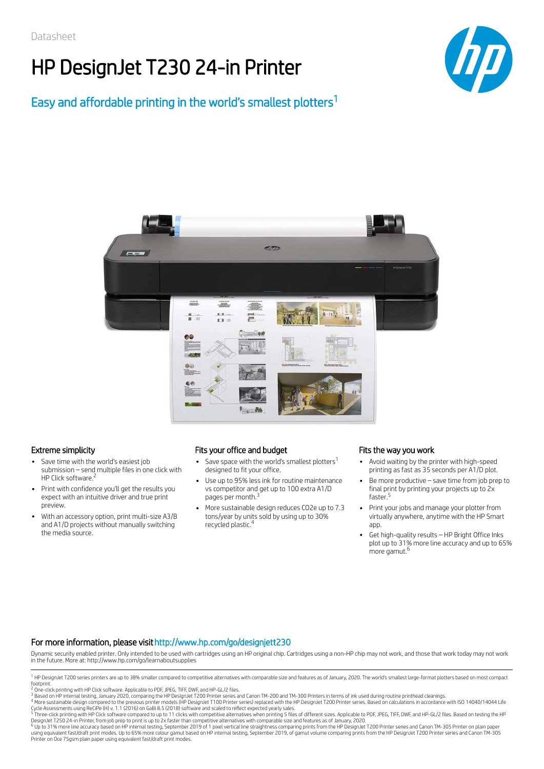Datasheet

# HP DesignJet T230 24-in Printer

## Easy and affordable printing in the world's smallest plotters[1]

### Extreme simplicity

- Save time with the world's easiest job submission – send multiple files in one click with HP Click software.[2]
- Print with confidence you'll get the results you expect with an intuitive driver and true print preview.
- With an accessory option, print multi-size A3/B and A1/D projects without manually switching the media source.

### Fits your office and budget

- Save space with the world's smallest plotters[1] designed to fit your office.
- Use up to 95% less ink for routine maintenance vs competitor and get up to 100 extra A1/D pages per month.[3]
- More sustainable design reduces CO2e up to 7.3 tons/year by units sold by using up to 30% recycled plastic.[4]

### Fits the way you work

- Avoid waiting by the printer with high-speed printing as fast as 35 seconds per A1/D plot.
- Be more productive – save time from job prep to final print by printing your projects up to 2x faster.[5]
- Print your jobs and manage your plotter from virtually anywhere, anytime with the HP Smart app.
- Get high-quality results – HP Bright Office Inks plot up to 31% more line accuracy and up to 65% more gamut.[6]

### For more information, please visit http://www.hp.com/go/designjett230

Dynamic security enabled printer. Only intended to be used with cartridges using an HP original chip. Cartridges using a non-HP chip may not work, and those that work today may not work in the future. More at: http://www.hp.com/go/learnaboutsupplies

[1] HP DesignJet T200 series printers are up to 38% smaller compared to competitive alternatives with comparable size and features as of January, 2020. The world's smallest large-format plotters based on most compact footprint.

[2] One-click printing with HP Click software. Applicable to PDF, JPEG, TIFF, DWF, and HP-GL/2 files.

[3] Based on HP internal testing, January 2020, comparing the HP DesignJet T200 Printer series and Canon TM-200 and TM-300 Printers in terms of ink used during routine printhead cleanings.

[4] More sustainable design compared to the previous printer models (HP DesignJet T100 Printer series) replaced with the HP DesignJet T200 Printer series. Based on calculations in accordance with ISO 14040/14044 Life Cycle Assessments using ReCiPe (H) v. 1.1 (2016) on GaBi 8.5 (2018) software and scaled to reflect expected yearly sales.

[5] Three-click printing with HP Click software compared to up to 11 clicks with competitive alternatives when printing 5 files of different sizes. Applicable to PDF, JPEG, TIFF, DWF, and HP-GL/2 files. Based on testing the HP DesignJet T250 24-in Printer, from job prep to print is up to 2x faster than competitive alternatives with comparable size and features as of January, 2020.

[6] Up to 31% more line accuracy based on HP internal testing, September 2019 of 1 pixel vertical line straightness comparing prints from the HP DesignJet T200 Printer series and Canon TM-305 Printer on plain paper using equivalent fast/draft print modes. Up to 65% more colour gamut based on HP internal testing, September 2019, of gamut volume comparing prints from the HP DesignJet T200 Printer series and Canon TM-305 Printer on Oce 75gsm plain paper using equivalent fast/draft print modes.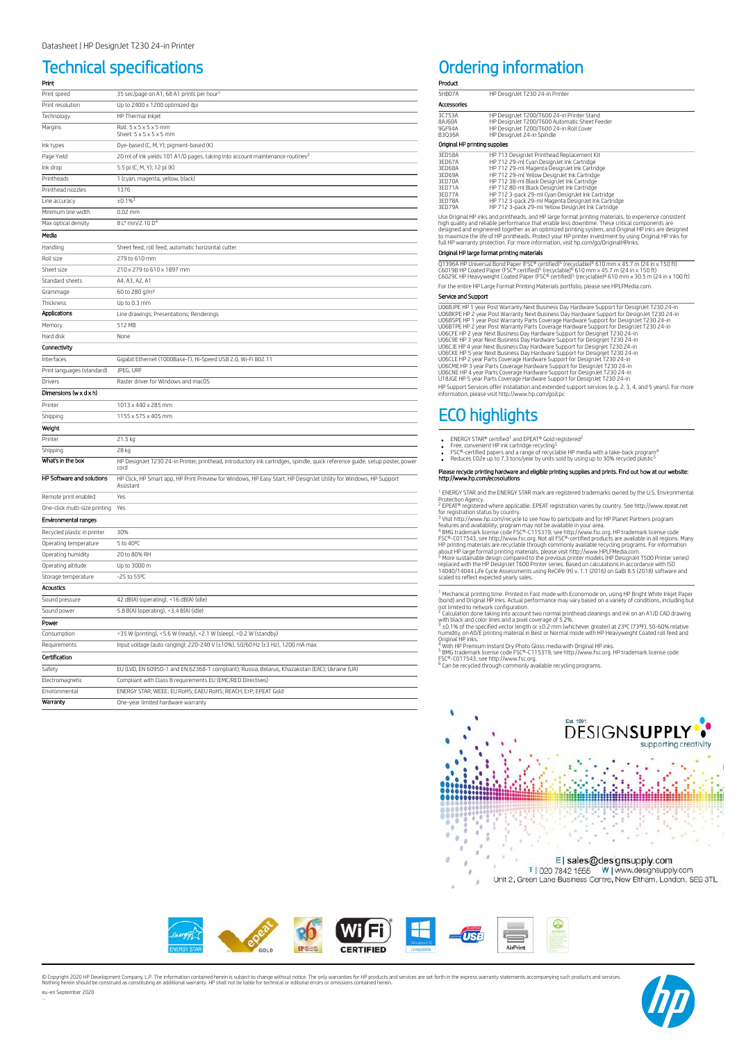# Technical specifications

| | |
|---|---|
| **Print** | |
| Print speed | 35 sec/page on A1, 68 A1 prints per hour[1] |
| Print resolution | Up to 2400 x 1200 optimized dpi |
| Technology | HP Thermal Inkjet |
| Margins | Roll: 5 x 5 x 5 x 5 mm<br>Sheet: 5 x 5 x 5 x 5 mm |
| Ink types | Dye-based (C, M, Y); pigment-based (K) |
| Page Yield | 20 ml of ink yields 101 A1/D pages, taking into account maintenance routines[2] |
| Ink drop | 5.5 pl (C, M, Y); 12 pl (K) |
| Printheads | 1 (cyan, magenta, yellow, black) |
| Printhead nozzles | 1376 |
| Line accuracy | ±0.1%[3] |
| Minimum line width | 0.02 mm |
| Max optical density | 8 L* min/2.10 D[4] |
| **Media** | |
| Handling | Sheet feed, roll feed, automatic horizontal cutter |
| Roll size | 279 to 610 mm |
| Sheet size | 210 x 279 to 610 x 1897 mm |
| Standard sheets | A4, A3, A2, A1 |
| Grammage | 60 to 280 g/m² |
| Thickness | Up to 0.3 mm |
| **Applications** | Line drawings; Presentations; Renderings |
| Memory | 512 MB |
| Hard disk | None |
| **Connectivity** | |
| Interfaces | Gigabit Ethernet (1000Base-T), Hi-Speed USB 2.0, Wi-Fi 802.11 |
| Print languages (standard) | JPEG, URF |
| Drivers | Raster driver for Windows and macOS |
| **Dimensions (w x d x h)** | |
| Printer | 1013 x 440 x 285 mm |
| Shipping | 1155 x 575 x 405 mm |
| **Weight** | |
| Printer | 21.5 kg |
| Shipping | 28 kg |
| **What's in the box** | HP DesignJet T230 24-in Printer, printhead, introductory ink cartridges, spindle, quick reference guide, setup poster, power cord |
| **HP Software and solutions** | HP Click, HP Smart app, HP Print Preview for Windows, HP Easy Start, HP DesignJet Utility for Windows, HP Support Assistant |
| Remote print enabled | Yes |
| One-click multi-size printing | Yes |
| **Environmental ranges** | |
| Recycled plastic in printer | 30% |
| Operating temperature | 5 to 40ºC |
| Operating humidity | 20 to 80% RH |
| Operating altitude | Up to 3000 m |
| Storage temperature | -25 to 55ºC |
| **Acoustics** | |
| Sound pressure | 42 dB(A) (operating), <16 dB(A) (idle) |
| Sound power | 5.8 B(A) (operating), <3.4 B(A) (idle) |
| **Power** | |
| Consumption | <35 W (printing), <5.6 W (ready), <2.1 W (sleep), <0.2 W (standby) |
| Requirements | Input voltage (auto ranging): 220-240 V (±10%), 50/60 Hz (±3 Hz), 1200 mA max |
| **Certification** | |
| Safety | EU (LVD, EN 60950-1 and EN 62368-1 compliant); Russia, Belarus, Kazakhstan (EAC); Ukraine (UA) |
| Electromagnetic | Compliant with Class B requirements EU (EMC/RED Directives) |
| Environmental | ENERGY STAR; WEEE; EU RoHS; EAEU RoHS; REACH; ErP; EPEAT Gold |
| **Warranty** | One-year limited hardware warranty |

# Ordering information

**Product**

| | |
|---|---|
| 5HB07A | HP DesignJet T230 24-in Printer |

**Accessories**

| | |
|---|---|
| 3C753A | HP DesignJet T200/T600 24-in Printer Stand |
| 8AJ60A | HP DesignJet T200/T600 Automatic Sheet Feeder |
| 9GF94A | HP DesignJet T200/T600 24-in Roll Cover |
| B3Q36A | HP DesignJet 24-in Spindle |

**Original HP printing supplies**

| | |
|---|---|
| 3ED58A | HP 713 DesignJet Printhead Replacement Kit |
| 3ED67A | HP 712 29-ml Cyan DesignJet Ink Cartridge |
| 3ED68A | HP 712 29-ml Magenta DesignJet Ink Cartridge |
| 3ED69A | HP 712 29-ml Yellow DesignJet Ink Cartridge |
| 3ED70A | HP 712 38-ml Black DesignJet Ink Cartridge |
| 3ED71A | HP 712 80-ml Black DesignJet Ink Cartridge |
| 3ED77A | HP 712 3-pack 29-ml Cyan DesignJet Ink Cartridge |
| 3ED78A | HP 712 3-pack 29-ml Magenta DesignJet Ink Cartridge |
| 3ED79A | HP 712 3-pack 29-ml Yellow DesignJet Ink Cartridge |

Use Original HP inks and printheads, and HP large format printing materials, to experience consistent high quality and reliable performance that enable less downtime. These critical components are designed and engineered together as an optimized printing system, and Original HP inks are designed to maximize the life of HP printheads. Protect your HP printer investment by using Original HP inks for full HP warranty protection. For more information, visit hp.com/go/OriginalHPinks.

**Original HP large format printing materials**

Q1396A HP Universal Bond Paper (FSC® certified)[5] (recyclable)[6] 610 mm x 45.7 m (24 in x 150 ft)
C6019B HP Coated Paper (FSC® certified)[5] (recyclable)[6] 610 mm x 45.7 m (24 in x 150 ft)
C6029C HP Heavyweight Coated Paper (FSC® certified)[5] (recyclable)[6] 610 mm x 30.5 m (24 in x 100 ft)

For the entire HP Large Format Printing Materials portfolio, please see HPLFMedia.com.

**Service and Support**

U06BJPE HP 1 year Post Warranty Next Business Day Hardware Support for DesignJet T230 24-in
U06BKPE HP 2 year Post Warranty Next Business Day Hardware Support for DesignJet T230 24-in
U06BSPE HP 1 year Post Warranty Parts Coverage Hardware Support for DesignJet T230 24-in
U06BTPE HP 2 year Post Warranty Parts Coverage Hardware Support for DesignJet T230 24-in
U06CFE HP 2 year Next Business Day Hardware Support for Designjet T230 24-in
U06C9E HP 3 year Next Business Day Hardware Support for Designjet T230 24-in
U06CJE HP 4 year Next Business Day Hardware Support for Designjet T230 24-in
U06CKE HP 5 year Next Business Day Hardware Support for Designjet T230 24-in
U06CLE HP 2 year Parts Coverage Hardware Support for DesignJet T230 24-in
U06CME HP 3 year Parts Coverage Hardware Support for DesignJet T230 24-in
U06CNE HP 4 year Parts Coverage Hardware Support for DesignJet T230 24-in
U18JGE HP 5 year Parts Coverage Hardware Support for DesignJet T230 24-in

HP Support Services offer installation and extended support services (e.g. 2, 3, 4, and 5 years). For more information, please visit http://www.hp.com/go/cpc

# ECO highlights

- ENERGY STAR® certified[1] and EPEAT® Gold registered[2]
- Free, convenient HP ink cartridge recycling[3]
- FSC®-certified papers and a range of recyclable HP media with a take-back program[4]
- Reduces CO2e up to 7.3 tons/year by units sold by using up to 30% recycled plastic[5]

**Please recycle printing hardware and eligible printing supplies and prints. Find out how at our website: http://www.hp.com/ecosolutions**

[1] ENERGY STAR and the ENERGY STAR mark are registered trademarks owned by the U.S. Environmental Protection Agency.
[2] EPEAT® registered where applicable. EPEAT registration varies by country. See http://www.epeat.net for registration status by country.
[3] Visit http://www.hp.com/recycle to see how to participate and for HP Planet Partners program features and availability; program may not be available in your area.
[4] BMG trademark license code FSC®-C115319, see http://www.fsc.org. HP trademark license code FSC®-C017543, see http://www.fsc.org. Not all FSC®-certified products are available in all regions. Many HP printing materials are recyclable through commonly available recycling programs. For information about HP large format printing materials, please visit http://www.HPLFMedia.com.
[5] More sustainable design compared to the previous printer models (HP DesignJet T500 Printer series) replaced with the HP DesignJet T600 Printer series. Based on calculations in accordance with ISO 14040/14044 Life Cycle Assessments using ReCiPe (H) v. 1.1 (2016) on GaBi 8.5 (2018) software and scaled to reflect expected yearly sales.

[1] Mechanical printing time. Printed in Fast mode with Economode on, using HP Bright White Inkjet Paper (bond) and Original HP inks. Actual performance may vary based on a variety of conditions, including but not limited to network configuration.
[2] Calculation done taking into account two normal printhead cleanings and ink on an A1/D CAD drawing with black and color lines and a pixel coverage of 5.2%.
[3] ±0.1% of the specified vector length or ±0.2 mm (whichever greater) at 23ºC (73ºF), 50-60% relative humidity, on A0/E printing material in Best or Normal mode with HP Heavyweight Coated roll feed and Original HP inks.
[4] With HP Premium Instant Dry Photo Gloss media with Original HP inks.
[5] BMG trademark license code FSC®-C115319, see http://www.fsc.org. HP trademark license code FSC®-C017543, see http://www.fsc.org.
[6] Can be recycled through commonly available recycling programs.

Est. 1991
DESIGNSUPPLY
supporting creativity

E | sales@designsupply.com
T | 020 7842 1555 W | www.designsupply.com
Unit 2, Green Lane Business Centre, New Eltham, London, SE9 3TL

© Copyright 2020 HP Development Company, L.P. The information contained herein is subject to change without notice. The only warranties for HP products and services are set forth in the express warranty statements accompanying such products and services. Nothing herein should be construed as constituting an additional warranty. HP shall not be liable for technical or editorial errors or omissions contained herein.

eu-en September 2020